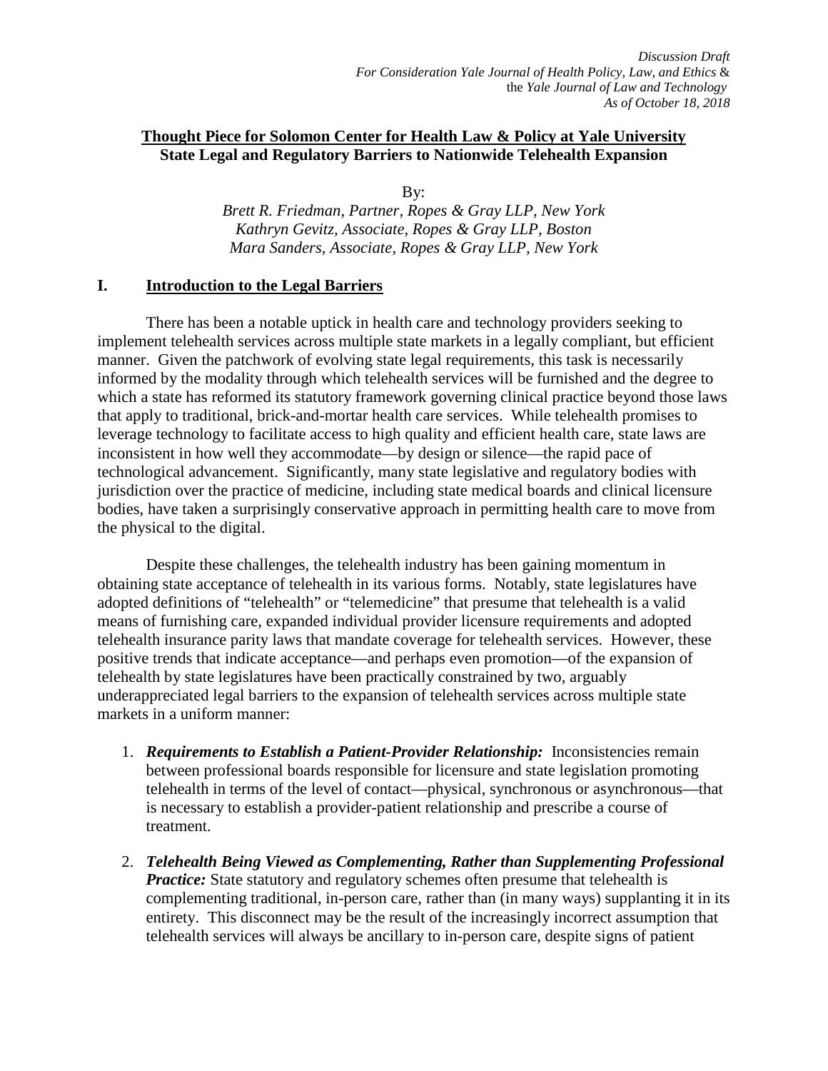*Discussion Draft*
*For Consideration Yale Journal of Health Policy, Law, and Ethics* &
the *Yale Journal of Law and Technology*
*As of October 18, 2018*

**Thought Piece for Solomon Center for Health Law & Policy at Yale University**
**State Legal and Regulatory Barriers to Nationwide Telehealth Expansion**

By:
*Brett R. Friedman, Partner, Ropes & Gray LLP, New York*
*Kathryn Gevitz, Associate, Ropes & Gray LLP, Boston*
*Mara Sanders, Associate, Ropes & Gray LLP, New York*

## I. Introduction to the Legal Barriers

There has been a notable uptick in health care and technology providers seeking to implement telehealth services across multiple state markets in a legally compliant, but efficient manner. Given the patchwork of evolving state legal requirements, this task is necessarily informed by the modality through which telehealth services will be furnished and the degree to which a state has reformed its statutory framework governing clinical practice beyond those laws that apply to traditional, brick-and-mortar health care services. While telehealth promises to leverage technology to facilitate access to high quality and efficient health care, state laws are inconsistent in how well they accommodate—by design or silence—the rapid pace of technological advancement. Significantly, many state legislative and regulatory bodies with jurisdiction over the practice of medicine, including state medical boards and clinical licensure bodies, have taken a surprisingly conservative approach in permitting health care to move from the physical to the digital.

Despite these challenges, the telehealth industry has been gaining momentum in obtaining state acceptance of telehealth in its various forms. Notably, state legislatures have adopted definitions of "telehealth" or "telemedicine" that presume that telehealth is a valid means of furnishing care, expanded individual provider licensure requirements and adopted telehealth insurance parity laws that mandate coverage for telehealth services. However, these positive trends that indicate acceptance—and perhaps even promotion—of the expansion of telehealth by state legislatures have been practically constrained by two, arguably underappreciated legal barriers to the expansion of telehealth services across multiple state markets in a uniform manner:

1. ***Requirements to Establish a Patient-Provider Relationship:*** Inconsistencies remain between professional boards responsible for licensure and state legislation promoting telehealth in terms of the level of contact—physical, synchronous or asynchronous—that is necessary to establish a provider-patient relationship and prescribe a course of treatment.

2. ***Telehealth Being Viewed as Complementing, Rather than Supplementing Professional Practice:*** State statutory and regulatory schemes often presume that telehealth is complementing traditional, in-person care, rather than (in many ways) supplanting it in its entirety. This disconnect may be the result of the increasingly incorrect assumption that telehealth services will always be ancillary to in-person care, despite signs of patient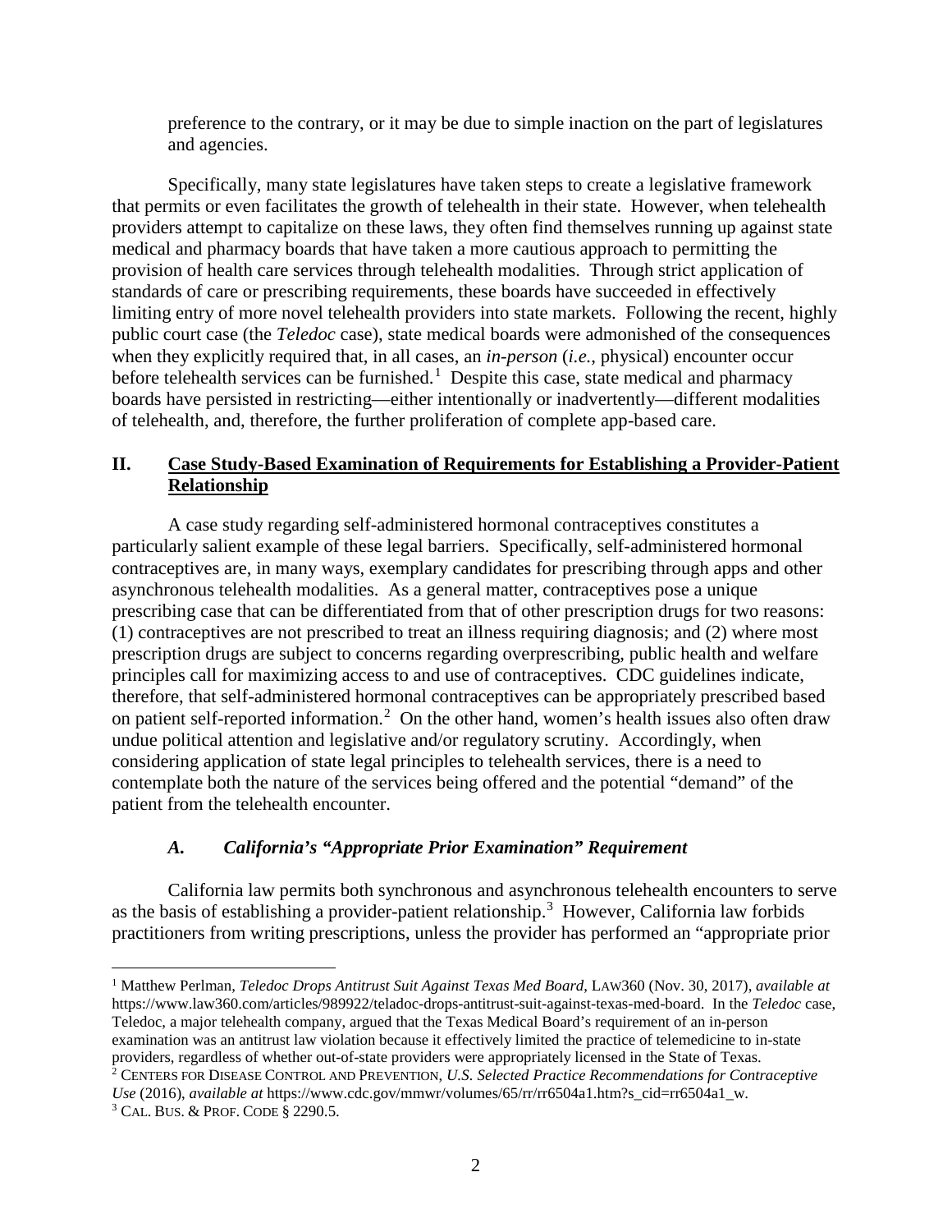preference to the contrary, or it may be due to simple inaction on the part of legislatures and agencies.

Specifically, many state legislatures have taken steps to create a legislative framework that permits or even facilitates the growth of telehealth in their state. However, when telehealth providers attempt to capitalize on these laws, they often find themselves running up against state medical and pharmacy boards that have taken a more cautious approach to permitting the provision of health care services through telehealth modalities. Through strict application of standards of care or prescribing requirements, these boards have succeeded in effectively limiting entry of more novel telehealth providers into state markets. Following the recent, highly public court case (the *Teledoc* case), state medical boards were admonished of the consequences when they explicitly required that, in all cases, an *in-person* (*i.e.*, physical) encounter occur before telehealth services can be furnished.[1] Despite this case, state medical and pharmacy boards have persisted in restricting—either intentionally or inadvertently—different modalities of telehealth, and, therefore, the further proliferation of complete app-based care.

## II. Case Study-Based Examination of Requirements for Establishing a Provider-Patient Relationship

A case study regarding self-administered hormonal contraceptives constitutes a particularly salient example of these legal barriers. Specifically, self-administered hormonal contraceptives are, in many ways, exemplary candidates for prescribing through apps and other asynchronous telehealth modalities. As a general matter, contraceptives pose a unique prescribing case that can be differentiated from that of other prescription drugs for two reasons: (1) contraceptives are not prescribed to treat an illness requiring diagnosis; and (2) where most prescription drugs are subject to concerns regarding overprescribing, public health and welfare principles call for maximizing access to and use of contraceptives. CDC guidelines indicate, therefore, that self-administered hormonal contraceptives can be appropriately prescribed based on patient self-reported information.[2] On the other hand, women's health issues also often draw undue political attention and legislative and/or regulatory scrutiny. Accordingly, when considering application of state legal principles to telehealth services, there is a need to contemplate both the nature of the services being offered and the potential "demand" of the patient from the telehealth encounter.

### *A. California's "Appropriate Prior Examination" Requirement*

California law permits both synchronous and asynchronous telehealth encounters to serve as the basis of establishing a provider-patient relationship.[3] However, California law forbids practitioners from writing prescriptions, unless the provider has performed an "appropriate prior

---

[1] Matthew Perlman, *Teledoc Drops Antitrust Suit Against Texas Med Board*, LAW360 (Nov. 30, 2017), *available at* https://www.law360.com/articles/989922/teladoc-drops-antitrust-suit-against-texas-med-board. In the *Teledoc* case, Teledoc, a major telehealth company, argued that the Texas Medical Board's requirement of an in-person examination was an antitrust law violation because it effectively limited the practice of telemedicine to in-state providers, regardless of whether out-of-state providers were appropriately licensed in the State of Texas.

[2] CENTERS FOR DISEASE CONTROL AND PREVENTION, *U.S. Selected Practice Recommendations for Contraceptive Use* (2016), *available at* https://www.cdc.gov/mmwr/volumes/65/rr/rr6504a1.htm?s_cid=rr6504a1_w.

[3] CAL. BUS. & PROF. CODE § 2290.5.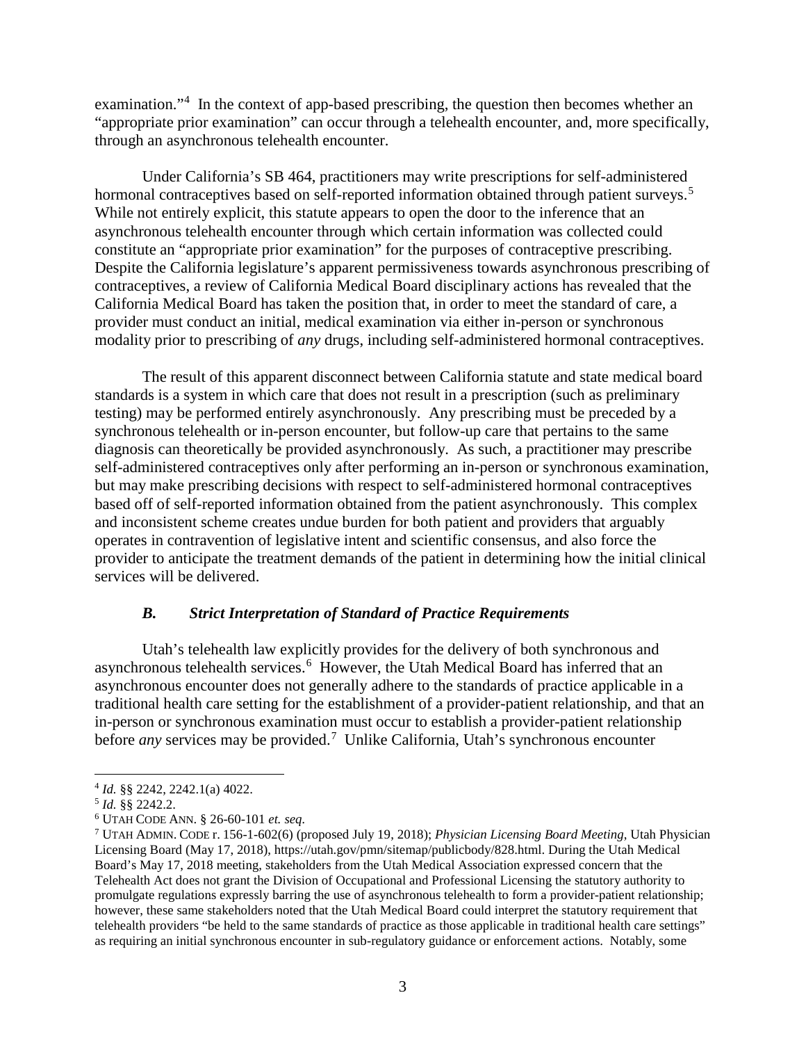examination."[4] In the context of app-based prescribing, the question then becomes whether an "appropriate prior examination" can occur through a telehealth encounter, and, more specifically, through an asynchronous telehealth encounter.

Under California's SB 464, practitioners may write prescriptions for self-administered hormonal contraceptives based on self-reported information obtained through patient surveys.[5] While not entirely explicit, this statute appears to open the door to the inference that an asynchronous telehealth encounter through which certain information was collected could constitute an "appropriate prior examination" for the purposes of contraceptive prescribing. Despite the California legislature's apparent permissiveness towards asynchronous prescribing of contraceptives, a review of California Medical Board disciplinary actions has revealed that the California Medical Board has taken the position that, in order to meet the standard of care, a provider must conduct an initial, medical examination via either in-person or synchronous modality prior to prescribing of *any* drugs, including self-administered hormonal contraceptives.

The result of this apparent disconnect between California statute and state medical board standards is a system in which care that does not result in a prescription (such as preliminary testing) may be performed entirely asynchronously. Any prescribing must be preceded by a synchronous telehealth or in-person encounter, but follow-up care that pertains to the same diagnosis can theoretically be provided asynchronously. As such, a practitioner may prescribe self-administered contraceptives only after performing an in-person or synchronous examination, but may make prescribing decisions with respect to self-administered hormonal contraceptives based off of self-reported information obtained from the patient asynchronously. This complex and inconsistent scheme creates undue burden for both patient and providers that arguably operates in contravention of legislative intent and scientific consensus, and also force the provider to anticipate the treatment demands of the patient in determining how the initial clinical services will be delivered.

### *B. Strict Interpretation of Standard of Practice Requirements*

Utah's telehealth law explicitly provides for the delivery of both synchronous and asynchronous telehealth services.[6] However, the Utah Medical Board has inferred that an asynchronous encounter does not generally adhere to the standards of practice applicable in a traditional health care setting for the establishment of a provider-patient relationship, and that an in-person or synchronous examination must occur to establish a provider-patient relationship before *any* services may be provided.[7] Unlike California, Utah's synchronous encounter

---

[4] *Id.* §§ 2242, 2242.1(a) 4022.

[5] *Id.* §§ 2242.2.

[6] UTAH CODE ANN. § 26-60-101 *et. seq*.

[7] UTAH ADMIN. CODE r. 156-1-602(6) (proposed July 19, 2018); *Physician Licensing Board Meeting*, Utah Physician Licensing Board (May 17, 2018), https://utah.gov/pmn/sitemap/publicbody/828.html. During the Utah Medical Board's May 17, 2018 meeting, stakeholders from the Utah Medical Association expressed concern that the Telehealth Act does not grant the Division of Occupational and Professional Licensing the statutory authority to promulgate regulations expressly barring the use of asynchronous telehealth to form a provider-patient relationship; however, these same stakeholders noted that the Utah Medical Board could interpret the statutory requirement that telehealth providers "be held to the same standards of practice as those applicable in traditional health care settings" as requiring an initial synchronous encounter in sub-regulatory guidance or enforcement actions. Notably, some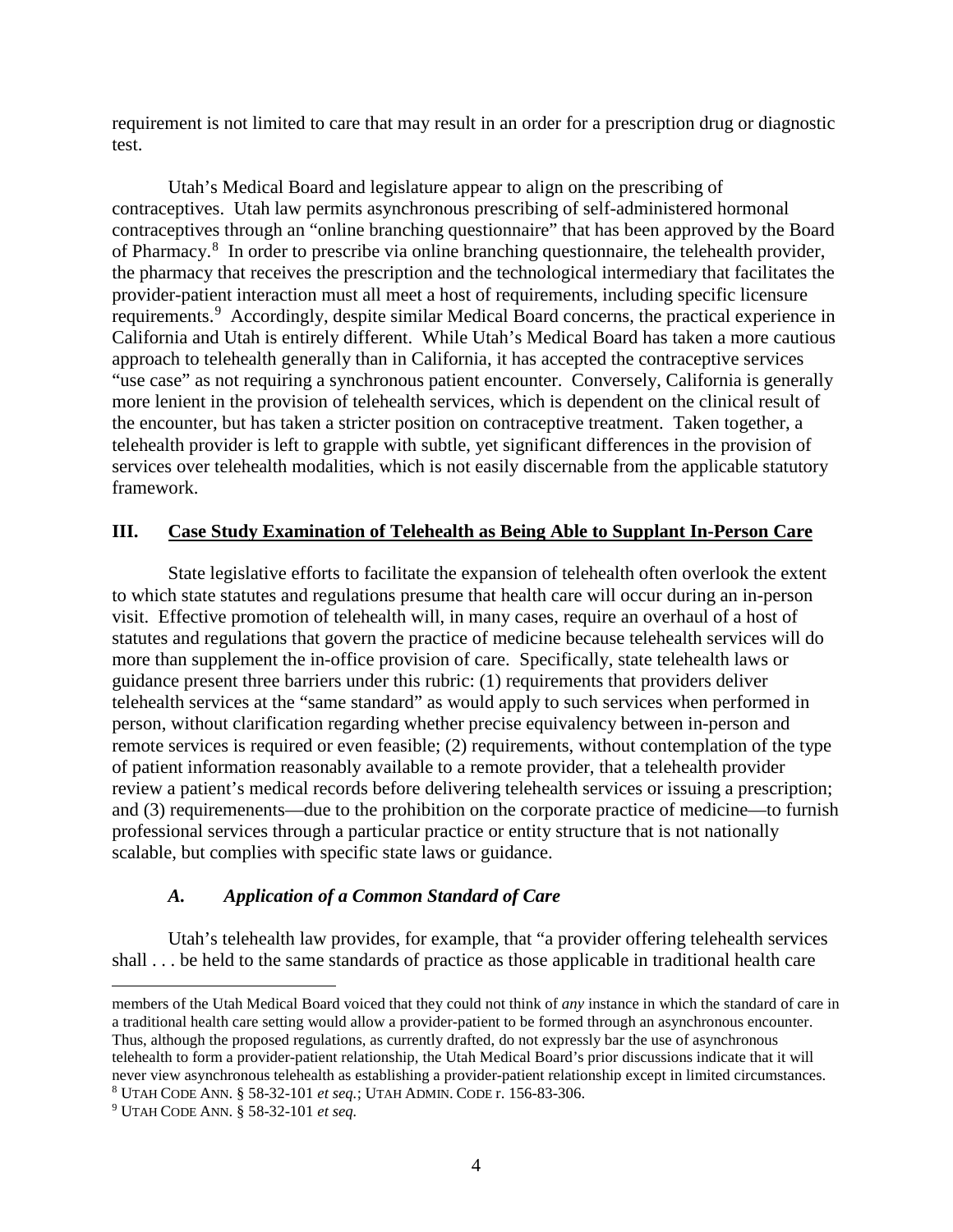requirement is not limited to care that may result in an order for a prescription drug or diagnostic test.

Utah's Medical Board and legislature appear to align on the prescribing of contraceptives. Utah law permits asynchronous prescribing of self-administered hormonal contraceptives through an "online branching questionnaire" that has been approved by the Board of Pharmacy.[8] In order to prescribe via online branching questionnaire, the telehealth provider, the pharmacy that receives the prescription and the technological intermediary that facilitates the provider-patient interaction must all meet a host of requirements, including specific licensure requirements.[9] Accordingly, despite similar Medical Board concerns, the practical experience in California and Utah is entirely different. While Utah's Medical Board has taken a more cautious approach to telehealth generally than in California, it has accepted the contraceptive services "use case" as not requiring a synchronous patient encounter. Conversely, California is generally more lenient in the provision of telehealth services, which is dependent on the clinical result of the encounter, but has taken a stricter position on contraceptive treatment. Taken together, a telehealth provider is left to grapple with subtle, yet significant differences in the provision of services over telehealth modalities, which is not easily discernable from the applicable statutory framework.

## III. Case Study Examination of Telehealth as Being Able to Supplant In-Person Care

State legislative efforts to facilitate the expansion of telehealth often overlook the extent to which state statutes and regulations presume that health care will occur during an in-person visit. Effective promotion of telehealth will, in many cases, require an overhaul of a host of statutes and regulations that govern the practice of medicine because telehealth services will do more than supplement the in-office provision of care. Specifically, state telehealth laws or guidance present three barriers under this rubric: (1) requirements that providers deliver telehealth services at the "same standard" as would apply to such services when performed in person, without clarification regarding whether precise equivalency between in-person and remote services is required or even feasible; (2) requirements, without contemplation of the type of patient information reasonably available to a remote provider, that a telehealth provider review a patient's medical records before delivering telehealth services or issuing a prescription; and (3) requiremenents—due to the prohibition on the corporate practice of medicine—to furnish professional services through a particular practice or entity structure that is not nationally scalable, but complies with specific state laws or guidance.

### *A. Application of a Common Standard of Care*

Utah's telehealth law provides, for example, that "a provider offering telehealth services shall . . . be held to the same standards of practice as those applicable in traditional health care

---

members of the Utah Medical Board voiced that they could not think of *any* instance in which the standard of care in a traditional health care setting would allow a provider-patient to be formed through an asynchronous encounter. Thus, although the proposed regulations, as currently drafted, do not expressly bar the use of asynchronous telehealth to form a provider-patient relationship, the Utah Medical Board's prior discussions indicate that it will never view asynchronous telehealth as establishing a provider-patient relationship except in limited circumstances.

[8] UTAH CODE ANN. § 58-32-101 *et seq.*; UTAH ADMIN. CODE r. 156-83-306.

[9] UTAH CODE ANN. § 58-32-101 *et seq.*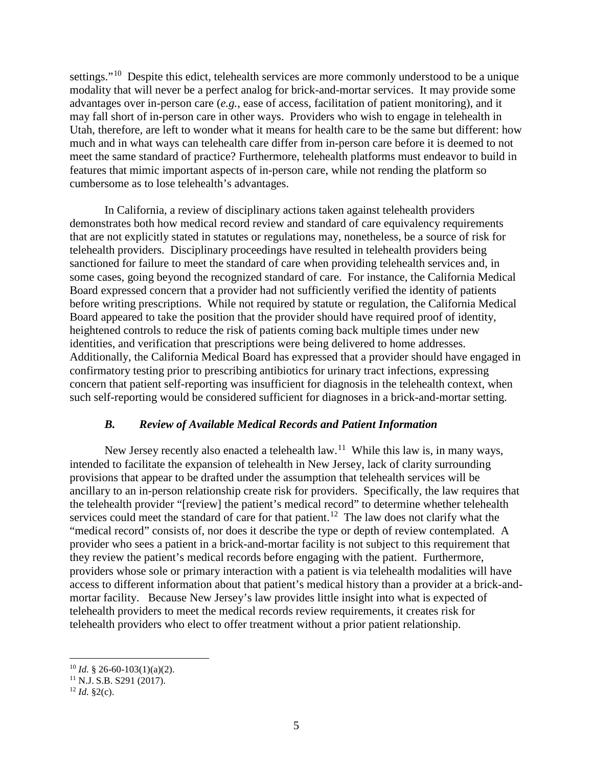settings."[10] Despite this edict, telehealth services are more commonly understood to be a unique modality that will never be a perfect analog for brick-and-mortar services. It may provide some advantages over in-person care (*e.g.*, ease of access, facilitation of patient monitoring), and it may fall short of in-person care in other ways. Providers who wish to engage in telehealth in Utah, therefore, are left to wonder what it means for health care to be the same but different: how much and in what ways can telehealth care differ from in-person care before it is deemed to not meet the same standard of practice? Furthermore, telehealth platforms must endeavor to build in features that mimic important aspects of in-person care, while not rending the platform so cumbersome as to lose telehealth's advantages.

In California, a review of disciplinary actions taken against telehealth providers demonstrates both how medical record review and standard of care equivalency requirements that are not explicitly stated in statutes or regulations may, nonetheless, be a source of risk for telehealth providers. Disciplinary proceedings have resulted in telehealth providers being sanctioned for failure to meet the standard of care when providing telehealth services and, in some cases, going beyond the recognized standard of care. For instance, the California Medical Board expressed concern that a provider had not sufficiently verified the identity of patients before writing prescriptions. While not required by statute or regulation, the California Medical Board appeared to take the position that the provider should have required proof of identity, heightened controls to reduce the risk of patients coming back multiple times under new identities, and verification that prescriptions were being delivered to home addresses. Additionally, the California Medical Board has expressed that a provider should have engaged in confirmatory testing prior to prescribing antibiotics for urinary tract infections, expressing concern that patient self-reporting was insufficient for diagnosis in the telehealth context, when such self-reporting would be considered sufficient for diagnoses in a brick-and-mortar setting.

### *B. Review of Available Medical Records and Patient Information*

New Jersey recently also enacted a telehealth law.[11] While this law is, in many ways, intended to facilitate the expansion of telehealth in New Jersey, lack of clarity surrounding provisions that appear to be drafted under the assumption that telehealth services will be ancillary to an in-person relationship create risk for providers. Specifically, the law requires that the telehealth provider "[review] the patient's medical record" to determine whether telehealth services could meet the standard of care for that patient.[12] The law does not clarify what the "medical record" consists of, nor does it describe the type or depth of review contemplated. A provider who sees a patient in a brick-and-mortar facility is not subject to this requirement that they review the patient's medical records before engaging with the patient. Furthermore, providers whose sole or primary interaction with a patient is via telehealth modalities will have access to different information about that patient's medical history than a provider at a brick-and-mortar facility. Because New Jersey's law provides little insight into what is expected of telehealth providers to meet the medical records review requirements, it creates risk for telehealth providers who elect to offer treatment without a prior patient relationship.

---

[10] *Id.* § 26-60-103(1)(a)(2).

[11] N.J. S.B. S291 (2017).

[12] *Id.* §2(c).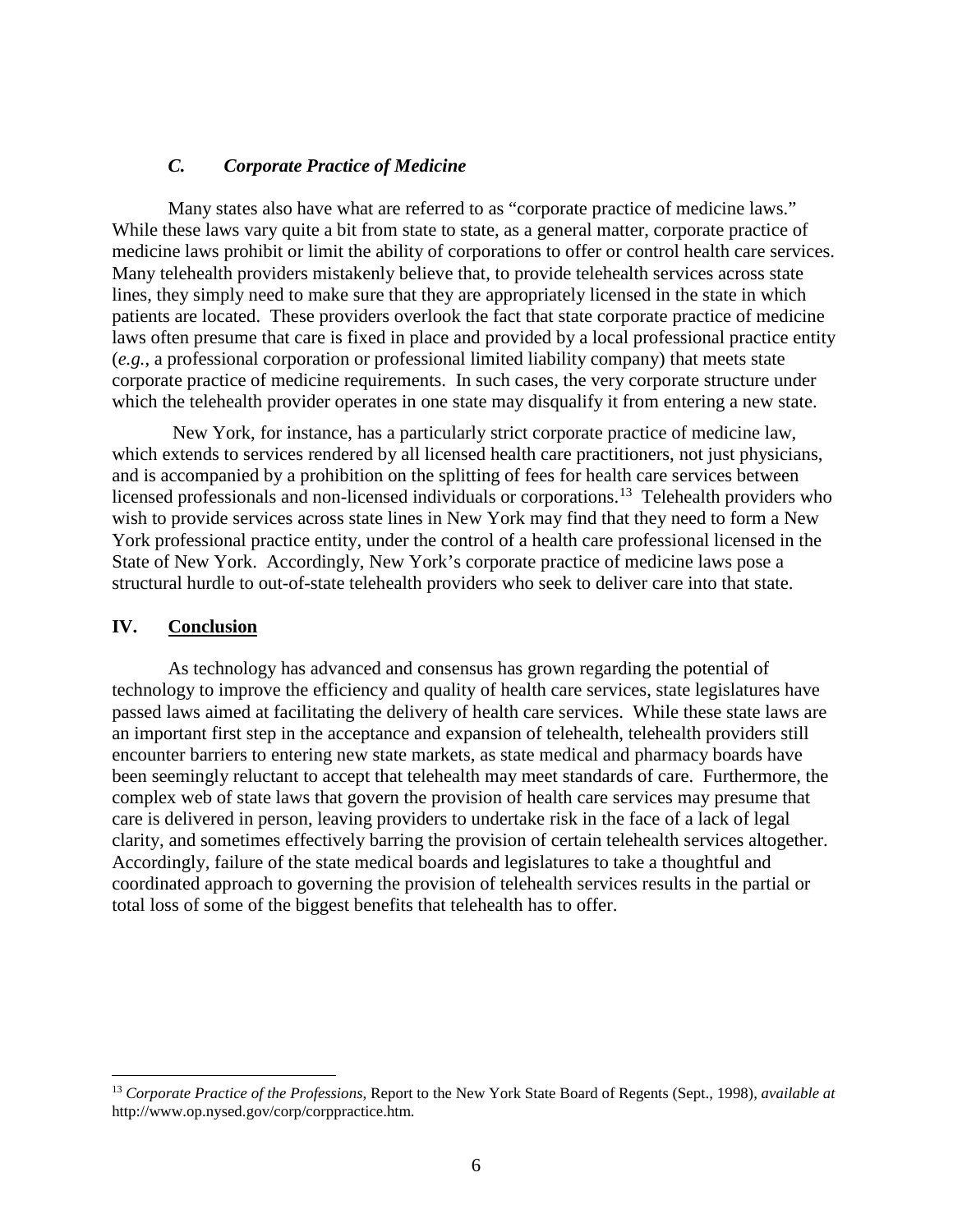### *C. Corporate Practice of Medicine*

Many states also have what are referred to as "corporate practice of medicine laws." While these laws vary quite a bit from state to state, as a general matter, corporate practice of medicine laws prohibit or limit the ability of corporations to offer or control health care services. Many telehealth providers mistakenly believe that, to provide telehealth services across state lines, they simply need to make sure that they are appropriately licensed in the state in which patients are located. These providers overlook the fact that state corporate practice of medicine laws often presume that care is fixed in place and provided by a local professional practice entity (*e.g.*, a professional corporation or professional limited liability company) that meets state corporate practice of medicine requirements. In such cases, the very corporate structure under which the telehealth provider operates in one state may disqualify it from entering a new state.

New York, for instance, has a particularly strict corporate practice of medicine law, which extends to services rendered by all licensed health care practitioners, not just physicians, and is accompanied by a prohibition on the splitting of fees for health care services between licensed professionals and non-licensed individuals or corporations.[13] Telehealth providers who wish to provide services across state lines in New York may find that they need to form a New York professional practice entity, under the control of a health care professional licensed in the State of New York. Accordingly, New York's corporate practice of medicine laws pose a structural hurdle to out-of-state telehealth providers who seek to deliver care into that state.

## IV. Conclusion

As technology has advanced and consensus has grown regarding the potential of technology to improve the efficiency and quality of health care services, state legislatures have passed laws aimed at facilitating the delivery of health care services. While these state laws are an important first step in the acceptance and expansion of telehealth, telehealth providers still encounter barriers to entering new state markets, as state medical and pharmacy boards have been seemingly reluctant to accept that telehealth may meet standards of care. Furthermore, the complex web of state laws that govern the provision of health care services may presume that care is delivered in person, leaving providers to undertake risk in the face of a lack of legal clarity, and sometimes effectively barring the provision of certain telehealth services altogether. Accordingly, failure of the state medical boards and legislatures to take a thoughtful and coordinated approach to governing the provision of telehealth services results in the partial or total loss of some of the biggest benefits that telehealth has to offer.

---

[13] *Corporate Practice of the Professions*, Report to the New York State Board of Regents (Sept., 1998), *available at* http://www.op.nysed.gov/corp/corppractice.htm.